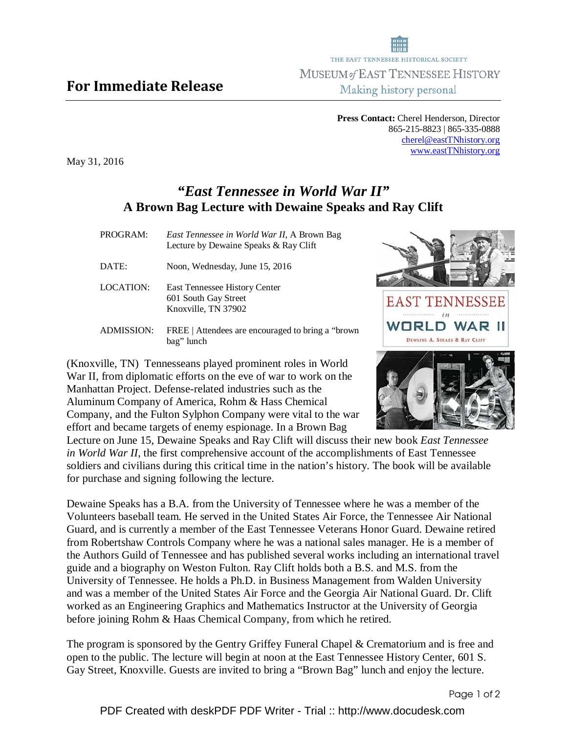THE EAST TENNESSEE HISTORICAL SOCIETY
MUSEUM *of* EAST TENNESSEE HISTORY
Making history personal

## For Immediate Release

**Press Contact:** Cherel Henderson, Director
865-215-8823 | 865-335-0888
cherel@eastTNhistory.org
www.eastTNhistory.org

May 31, 2016

# *"East Tennessee in World War II"*
## A Brown Bag Lecture with Dewaine Speaks and Ray Clift

| | |
|---|---|
| PROGRAM: | *East Tennessee in World War II,* A Brown Bag Lecture by Dewaine Speaks & Ray Clift |
| DATE: | Noon, Wednesday, June 15, 2016 |
| LOCATION: | East Tennessee History Center<br>601 South Gay Street<br>Knoxville, TN 37902 |
| ADMISSION: | FREE \| Attendees are encouraged to bring a "brown bag" lunch |

(Knoxville, TN) Tennesseans played prominent roles in World War II, from diplomatic efforts on the eve of war to work on the Manhattan Project. Defense-related industries such as the Aluminum Company of America, Rohm & Hass Chemical Company, and the Fulton Sylphon Company were vital to the war effort and became targets of enemy espionage. In a Brown Bag Lecture on June 15, Dewaine Speaks and Ray Clift will discuss their new book *East Tennessee in World War II*, the first comprehensive account of the accomplishments of East Tennessee soldiers and civilians during this critical time in the nation's history. The book will be available for purchase and signing following the lecture.

Dewaine Speaks has a B.A. from the University of Tennessee where he was a member of the Volunteers baseball team. He served in the United States Air Force, the Tennessee Air National Guard, and is currently a member of the East Tennessee Veterans Honor Guard. Dewaine retired from Robertshaw Controls Company where he was a national sales manager. He is a member of the Authors Guild of Tennessee and has published several works including an international travel guide and a biography on Weston Fulton. Ray Clift holds both a B.S. and M.S. from the University of Tennessee. He holds a Ph.D. in Business Management from Walden University and was a member of the United States Air Force and the Georgia Air National Guard. Dr. Clift worked as an Engineering Graphics and Mathematics Instructor at the University of Georgia before joining Rohm & Haas Chemical Company, from which he retired.

The program is sponsored by the Gentry Griffey Funeral Chapel & Crematorium and is free and open to the public. The lecture will begin at noon at the East Tennessee History Center, 601 S. Gay Street, Knoxville. Guests are invited to bring a "Brown Bag" lunch and enjoy the lecture.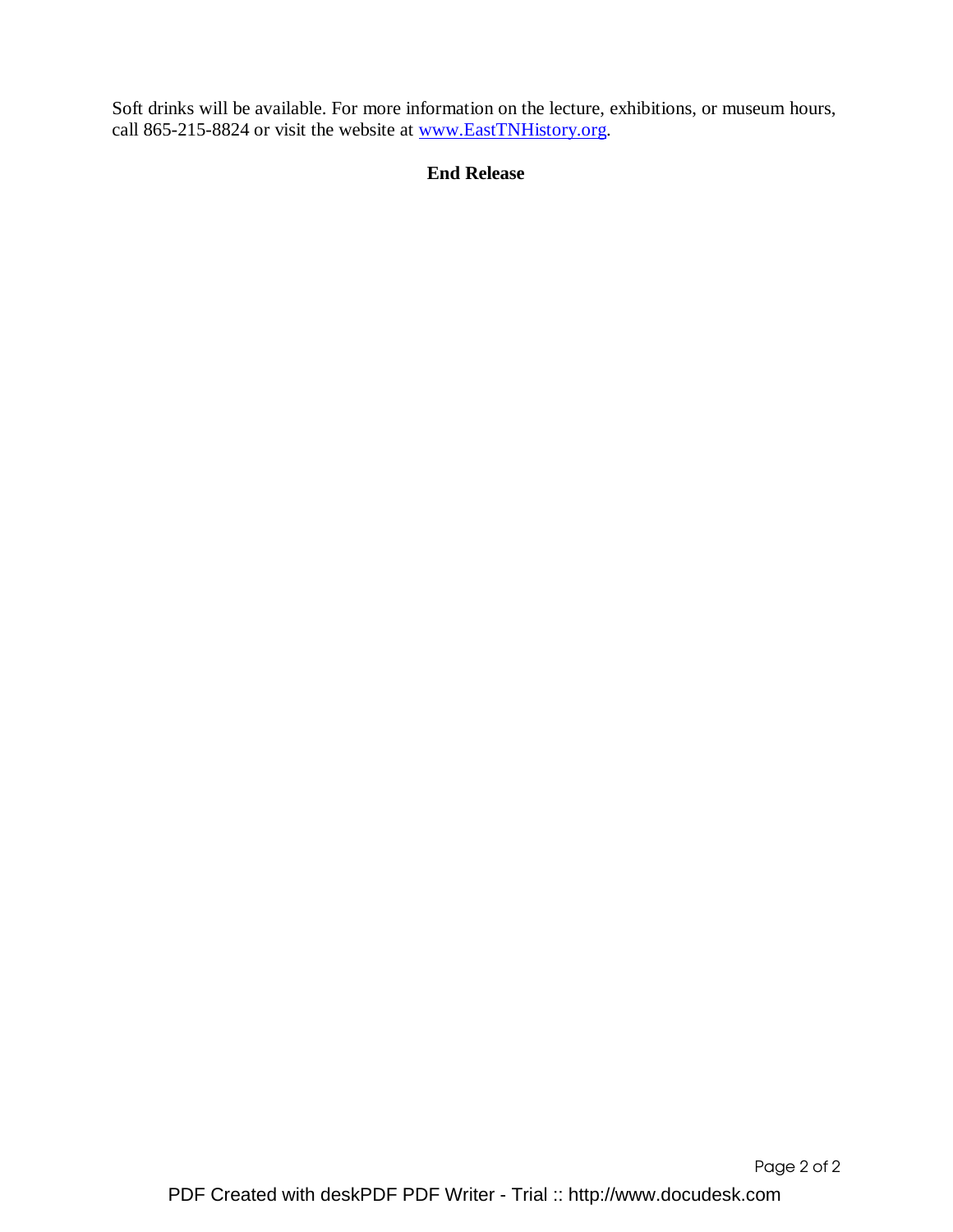Soft drinks will be available. For more information on the lecture, exhibitions, or museum hours, call 865-215-8824 or visit the website at [www.EastTNHistory.org](http://www.EastTNHistory.org).

**End Release**